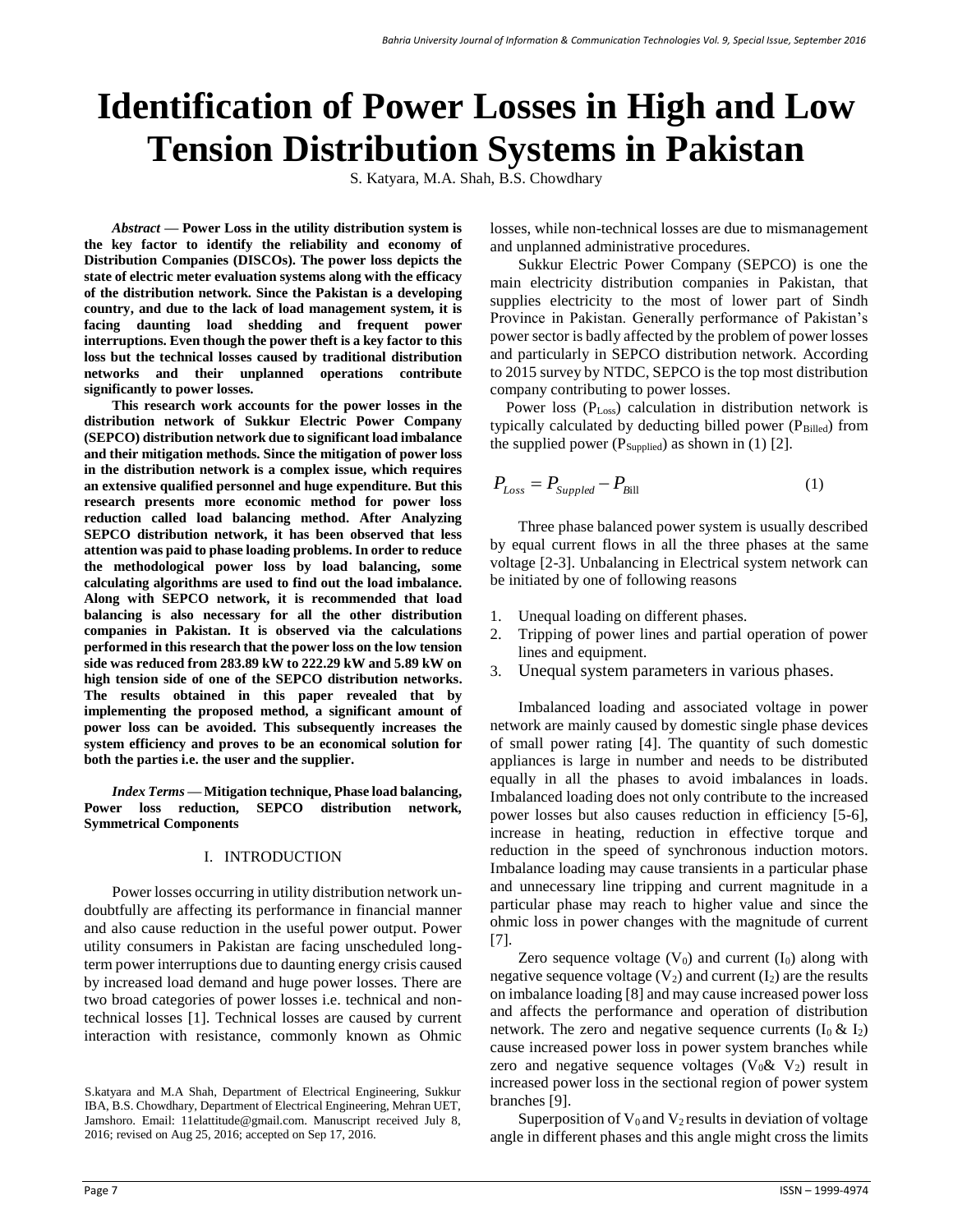# Identification of Power Losses in High and Low Tension Distribution Systems in Pakistan

S. Katyara, M.A. Shah, B.S. Chowdhary

***Abstract* — Power Loss in the utility distribution system is the key factor to identify the reliability and economy of Distribution Companies (DISCOs). The power loss depicts the state of electric meter evaluation systems along with the efficacy of the distribution network. Since the Pakistan is a developing country, and due to the lack of load management system, it is facing daunting load shedding and frequent power interruptions. Even though the power theft is a key factor to this loss but the technical losses caused by traditional distribution networks and their unplanned operations contribute significantly to power losses.**

**This research work accounts for the power losses in the distribution network of Sukkur Electric Power Company (SEPCO) distribution network due to significant load imbalance and their mitigation methods. Since the mitigation of power loss in the distribution network is a complex issue, which requires an extensive qualified personnel and huge expenditure. But this research presents more economic method for power loss reduction called load balancing method. After Analyzing SEPCO distribution network, it has been observed that less attention was paid to phase loading problems. In order to reduce the methodological power loss by load balancing, some calculating algorithms are used to find out the load imbalance. Along with SEPCO network, it is recommended that load balancing is also necessary for all the other distribution companies in Pakistan. It is observed via the calculations performed in this research that the power loss on the low tension side was reduced from 283.89 kW to 222.29 kW and 5.89 kW on high tension side of one of the SEPCO distribution networks. The results obtained in this paper revealed that by implementing the proposed method, a significant amount of power loss can be avoided. This subsequently increases the system efficiency and proves to be an economical solution for both the parties i.e. the user and the supplier.**

***Index Terms* — Mitigation technique, Phase load balancing, Power loss reduction, SEPCO distribution network, Symmetrical Components**

## I. INTRODUCTION

Power losses occurring in utility distribution network un-doubtfully are affecting its performance in financial manner and also cause reduction in the useful power output. Power utility consumers in Pakistan are facing unscheduled long-term power interruptions due to daunting energy crisis caused by increased load demand and huge power losses. There are two broad categories of power losses i.e. technical and non-technical losses [1]. Technical losses are caused by current interaction with resistance, commonly known as Ohmic losses, while non-technical losses are due to mismanagement and unplanned administrative procedures.

S.katyara and M.A Shah, Department of Electrical Engineering, Sukkur IBA, B.S. Chowdhary, Department of Electrical Engineering, Mehran UET, Jamshoro. Email: 11elattitude@gmail.com. Manuscript received July 8, 2016; revised on Aug 25, 2016; accepted on Sep 17, 2016.

Sukkur Electric Power Company (SEPCO) is one the main electricity distribution companies in Pakistan, that supplies electricity to the most of lower part of Sindh Province in Pakistan. Generally performance of Pakistan's power sector is badly affected by the problem of power losses and particularly in SEPCO distribution network. According to 2015 survey by NTDC, SEPCO is the top most distribution company contributing to power losses.

Power loss ($P_{Loss}$) calculation in distribution network is typically calculated by deducting billed power ($P_{Billed}$) from the supplied power ($P_{Supplied}$) as shown in (1) [2].

$$P_{Loss} = P_{Suppled} - P_{Bill} \tag{1}$$

Three phase balanced power system is usually described by equal current flows in all the three phases at the same voltage [2-3]. Unbalancing in Electrical system network can be initiated by one of following reasons

1. Unequal loading on different phases.
2. Tripping of power lines and partial operation of power lines and equipment.
3. Unequal system parameters in various phases.

Imbalanced loading and associated voltage in power network are mainly caused by domestic single phase devices of small power rating [4]. The quantity of such domestic appliances is large in number and needs to be distributed equally in all the phases to avoid imbalances in loads. Imbalanced loading does not only contribute to the increased power losses but also causes reduction in efficiency [5-6], increase in heating, reduction in effective torque and reduction in the speed of synchronous induction motors. Imbalance loading may cause transients in a particular phase and unnecessary line tripping and current magnitude in a particular phase may reach to higher value and since the ohmic loss in power changes with the magnitude of current [7].

Zero sequence voltage ($V_0$) and current ($I_0$) along with negative sequence voltage ($V_2$) and current ($I_2$) are the results on imbalance loading [8] and may cause increased power loss and affects the performance and operation of distribution network. The zero and negative sequence currents ($I_0$ & $I_2$) cause increased power loss in power system branches while zero and negative sequence voltages ($V_0$& $V_2$) result in increased power loss in the sectional region of power system branches [9].

Superposition of $V_0$ and $V_2$ results in deviation of voltage angle in different phases and this angle might cross the limits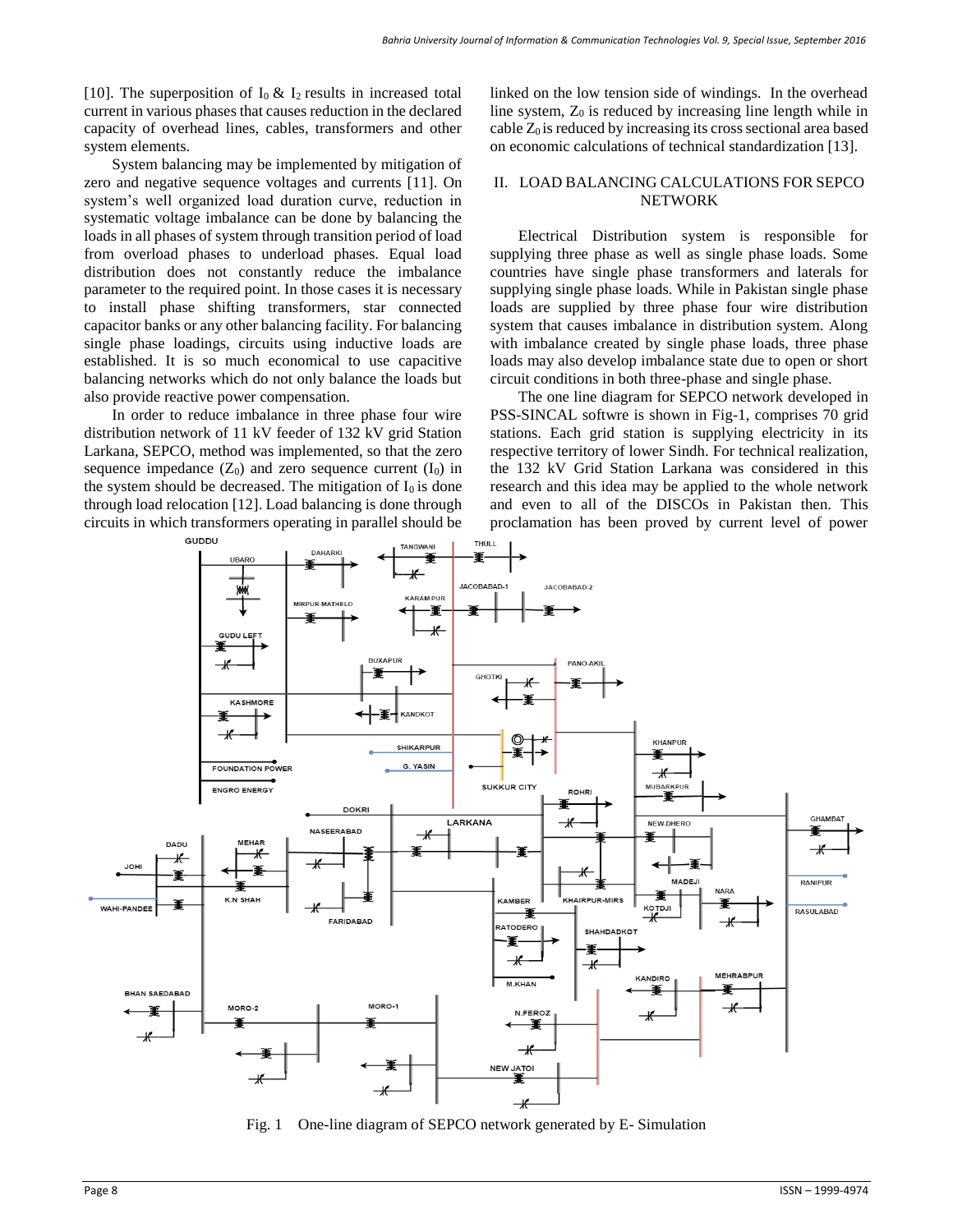[10]. The superposition of $I_0$ & $I_2$ results in increased total current in various phases that causes reduction in the declared capacity of overhead lines, cables, transformers and other system elements.

System balancing may be implemented by mitigation of zero and negative sequence voltages and currents [11]. On system's well organized load duration curve, reduction in systematic voltage imbalance can be done by balancing the loads in all phases of system through transition period of load from overload phases to underload phases. Equal load distribution does not constantly reduce the imbalance parameter to the required point. In those cases it is necessary to install phase shifting transformers, star connected capacitor banks or any other balancing facility. For balancing single phase loadings, circuits using inductive loads are established. It is so much economical to use capacitive balancing networks which do not only balance the loads but also provide reactive power compensation.

In order to reduce imbalance in three phase four wire distribution network of 11 kV feeder of 132 kV grid Station Larkana, SEPCO, method was implemented, so that the zero sequence impedance ($Z_0$) and zero sequence current ($I_0$) in the system should be decreased. The mitigation of $I_0$ is done through load relocation [12]. Load balancing is done through circuits in which transformers operating in parallel should be linked on the low tension side of windings. In the overhead line system, $Z_0$ is reduced by increasing line length while in cable $Z_0$ is reduced by increasing its cross sectional area based on economic calculations of technical standardization [13].

## II. LOAD BALANCING CALCULATIONS FOR SEPCO NETWORK

Electrical Distribution system is responsible for supplying three phase as well as single phase loads. Some countries have single phase transformers and laterals for supplying single phase loads. While in Pakistan single phase loads are supplied by three phase four wire distribution system that causes imbalance in distribution system. Along with imbalance created by single phase loads, three phase loads may also develop imbalance state due to open or short circuit conditions in both three-phase and single phase.

The one line diagram for SEPCO network developed in PSS-SINCAL softwre is shown in Fig-1, comprises 70 grid stations. Each grid station is supplying electricity in its respective territory of lower Sindh. For technical realization, the 132 kV Grid Station Larkana was considered in this research and this idea may be applied to the whole network and even to all of the DISCOs in Pakistan then. This proclamation has been proved by current level of power

Fig. 1 One-line diagram of SEPCO network generated by E- Simulation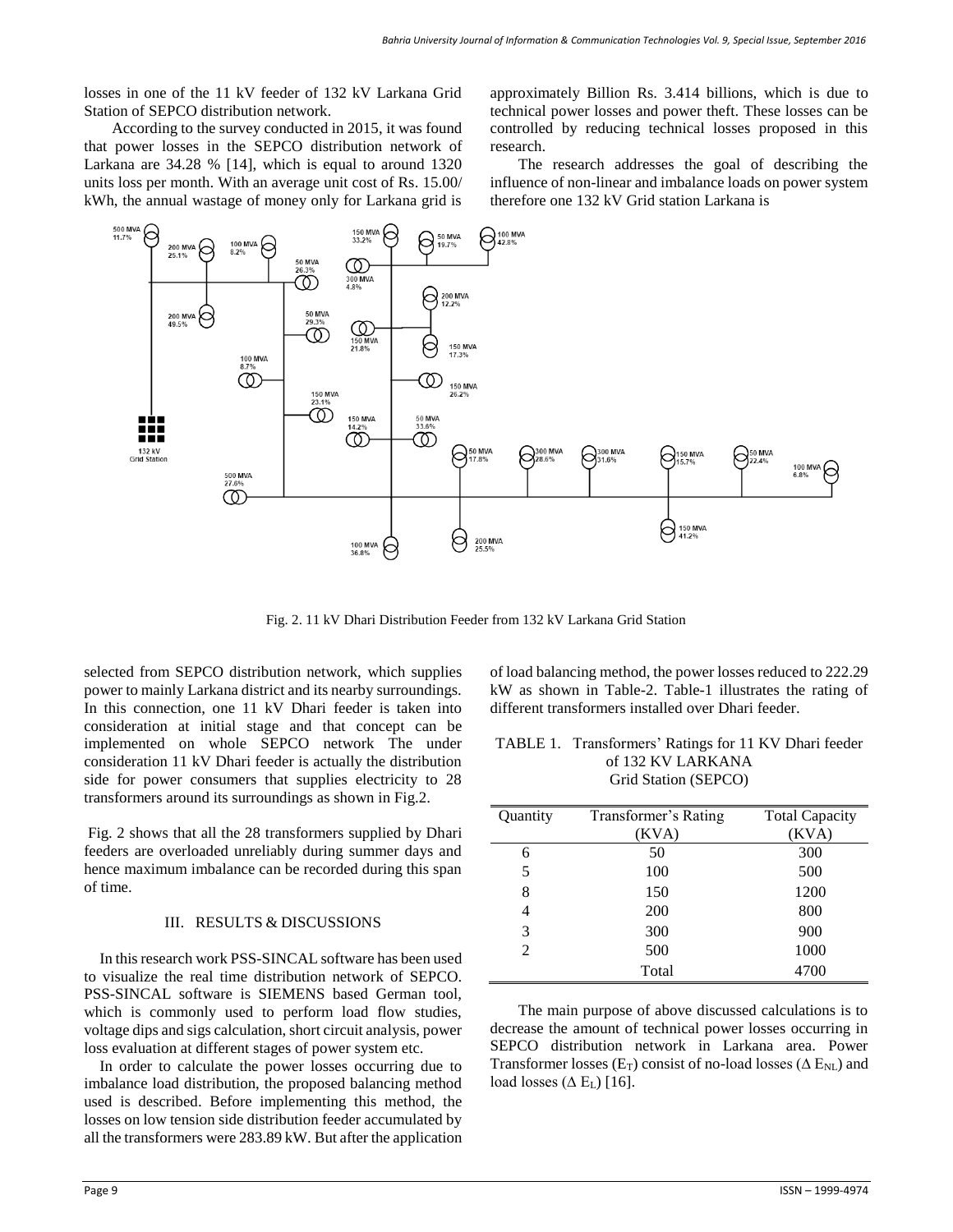losses in one of the 11 kV feeder of 132 kV Larkana Grid Station of SEPCO distribution network.

According to the survey conducted in 2015, it was found that power losses in the SEPCO distribution network of Larkana are 34.28 % [14], which is equal to around 1320 units loss per month. With an average unit cost of Rs. 15.00/ kWh, the annual wastage of money only for Larkana grid is approximately Billion Rs. 3.414 billions, which is due to technical power losses and power theft. These losses can be controlled by reducing technical losses proposed in this research.

The research addresses the goal of describing the influence of non-linear and imbalance loads on power system therefore one 132 kV Grid station Larkana is selected from SEPCO distribution network, which supplies power to mainly Larkana district and its nearby surroundings. In this connection, one 11 kV Dhari feeder is taken into consideration at initial stage and that concept can be implemented on whole SEPCO network The under consideration 11 kV Dhari feeder is actually the distribution side for power consumers that supplies electricity to 28 transformers around its surroundings as shown in Fig.2.

Fig. 2. 11 kV Dhari Distribution Feeder from 132 kV Larkana Grid Station

Fig. 2 shows that all the 28 transformers supplied by Dhari feeders are overloaded unreliably during summer days and hence maximum imbalance can be recorded during this span of time.

## III. RESULTS & DISCUSSIONS

In this research work PSS-SINCAL software has been used to visualize the real time distribution network of SEPCO. PSS-SINCAL software is SIEMENS based German tool, which is commonly used to perform load flow studies, voltage dips and sigs calculation, short circuit analysis, power loss evaluation at different stages of power system etc.

In order to calculate the power losses occurring due to imbalance load distribution, the proposed balancing method used is described. Before implementing this method, the losses on low tension side distribution feeder accumulated by all the transformers were 283.89 kW. But after the application of load balancing method, the power losses reduced to 222.29 kW as shown in Table-2. Table-1 illustrates the rating of different transformers installed over Dhari feeder.

TABLE 1. Transformers' Ratings for 11 KV Dhari feeder of 132 KV LARKANA Grid Station (SEPCO)

| Quantity | Transformer's Rating (KVA) | Total Capacity (KVA) |
|---|---|---|
| 6 | 50 | 300 |
| 5 | 100 | 500 |
| 8 | 150 | 1200 |
| 4 | 200 | 800 |
| 3 | 300 | 900 |
| 2 | 500 | 1000 |
| | Total | 4700 |

The main purpose of above discussed calculations is to decrease the amount of technical power losses occurring in SEPCO distribution network in Larkana area. Power Transformer losses ($E_T$) consist of no-load losses ($\Delta E_{NL}$) and load losses ($\Delta E_L$) [16].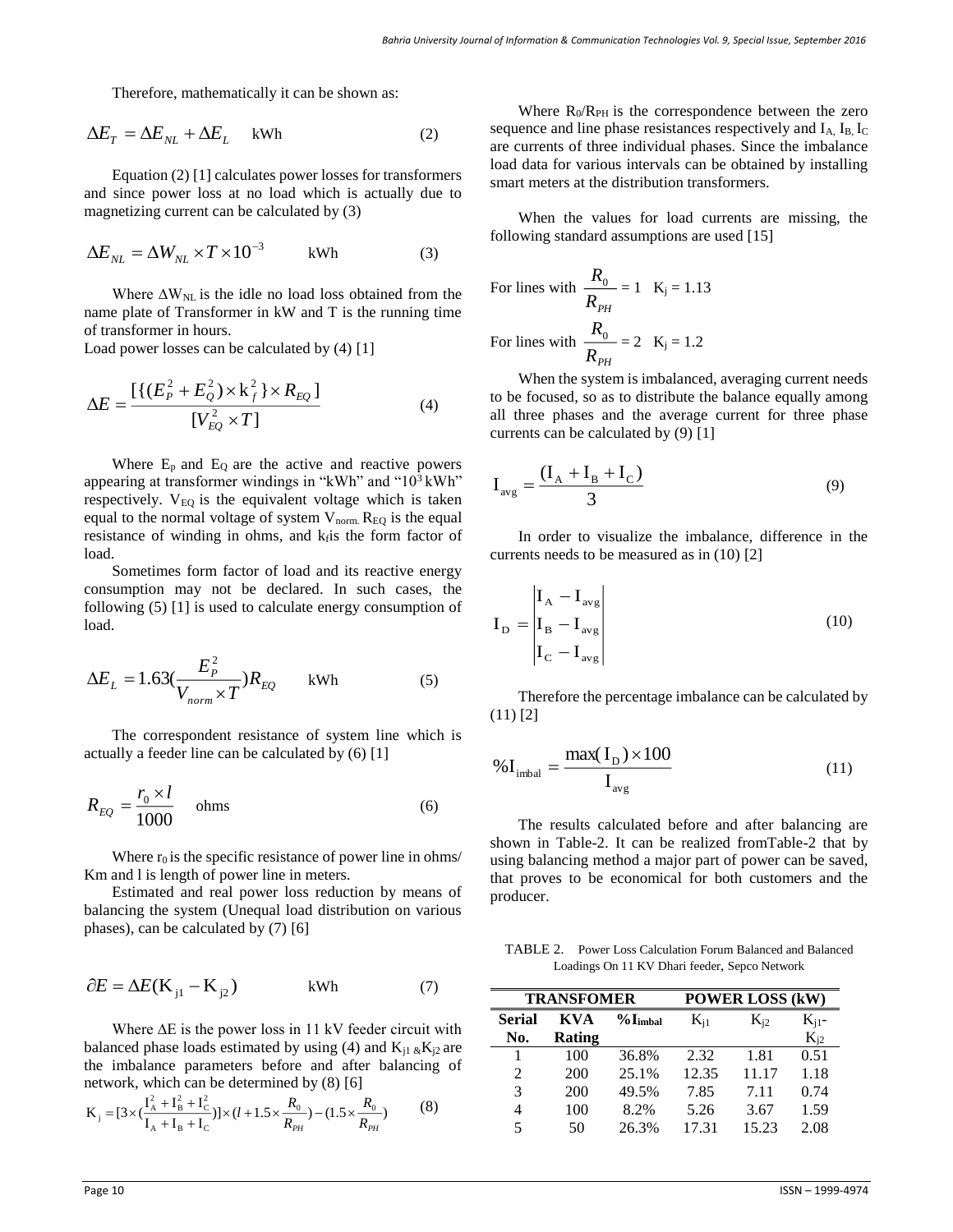Therefore, mathematically it can be shown as:

$$\Delta E_T = \Delta E_{NL} + \Delta E_L \quad \text{kWh} \tag{2}$$

Equation (2) [1] calculates power losses for transformers and since power loss at no load which is actually due to magnetizing current can be calculated by (3)

$$\Delta E_{NL} = \Delta W_{NL} \times T \times 10^{-3} \quad \text{kWh} \tag{3}$$

Where $\Delta W_{NL}$ is the idle no load loss obtained from the name plate of Transformer in kW and T is the running time of transformer in hours.

Load power losses can be calculated by (4) [1]

$$\Delta E = \frac{[\{(E_P^2 + E_Q^2) \times k_f^2\} \times R_{EQ}]}{[V_{EQ}^2 \times T]} \tag{4}$$

Where $E_p$ and $E_Q$ are the active and reactive powers appearing at transformer windings in "kWh" and "$10^3$ kWh" respectively. $V_{EQ}$ is the equivalent voltage which is taken equal to the normal voltage of system $V_{norm.}$ $R_{EQ}$ is the equal resistance of winding in ohms, and $k_f$ is the form factor of load.

Sometimes form factor of load and its reactive energy consumption may not be declared. In such cases, the following (5) [1] is used to calculate energy consumption of load.

$$\Delta E_L = 1.63\left(\frac{E_P^2}{V_{norm} \times T}\right) R_{EQ} \quad \text{kWh} \tag{5}$$

The correspondent resistance of system line which is actually a feeder line can be calculated by (6) [1]

$$R_{EQ} = \frac{r_0 \times l}{1000} \quad \text{ohms} \tag{6}$$

Where $r_0$ is the specific resistance of power line in ohms/ Km and l is length of power line in meters.

Estimated and real power loss reduction by means of balancing the system (Unequal load distribution on various phases), can be calculated by (7) [6]

$$\partial E = \Delta E(\mathrm{K}_{j1} - \mathrm{K}_{j2}) \quad \text{kWh} \tag{7}$$

Where $\Delta E$ is the power loss in 11 kV feeder circuit with balanced phase loads estimated by using (4) and $K_{j1}$ & $K_{j2}$ are the imbalance parameters before and after balancing of network, which can be determined by (8) [6]

$$\mathrm{K}_j = [3 \times (\frac{\mathrm{I}_A^2 + \mathrm{I}_B^2 + \mathrm{I}_C^2}{\mathrm{I}_A + \mathrm{I}_B + \mathrm{I}_C})] \times (l + 1.5 \times \frac{R_0}{R_{PH}}) - (1.5 \times \frac{R_0}{R_{PH}}) \tag{8}$$

Where $R_0/R_{PH}$ is the correspondence between the zero sequence and line phase resistances respectively and $I_A$, $I_B$, $I_C$ are currents of three individual phases. Since the imbalance load data for various intervals can be obtained by installing smart meters at the distribution transformers.

When the values for load currents are missing, the following standard assumptions are used [15]

For lines with $\frac{R_0}{R_{PH}} = 1$ $K_j = 1.13$

For lines with $\frac{R_0}{R_{PH}} = 2$ $K_j = 1.2$

When the system is imbalanced, averaging current needs to be focused, so as to distribute the balance equally among all three phases and the average current for three phase currents can be calculated by (9) [1]

$$\mathrm{I}_{avg} = \frac{(\mathrm{I}_A + \mathrm{I}_B + \mathrm{I}_C)}{3} \tag{9}$$

In order to visualize the imbalance, difference in the currents needs to be measured as in (10) [2]

$$\mathrm{I}_D = \begin{vmatrix} \mathrm{I}_A - \mathrm{I}_{avg} \\ \mathrm{I}_B - \mathrm{I}_{avg} \\ \mathrm{I}_C - \mathrm{I}_{avg} \end{vmatrix} \tag{10}$$

Therefore the percentage imbalance can be calculated by (11) [2]

$$\%\mathrm{I}_{imbal} = \frac{\max(\mathrm{I}_D) \times 100}{\mathrm{I}_{avg}} \tag{11}$$

The results calculated before and after balancing are shown in Table-2. It can be realized fromTable-2 that by using balancing method a major part of power can be saved, that proves to be economical for both customers and the producer.

TABLE 2. Power Loss Calculation Forum Balanced and Balanced Loadings On 11 KV Dhari feeder, Sepco Network

| TRANSFOMER | | | POWER LOSS (kW) | | |
|---|---|---|---|---|---|
| **Serial No.** | **KVA Rating** | **$\%I_{imbal}$** | $K_{j1}$ | $K_{j2}$ | $K_{j1}$-$K_{j2}$ |
| 1 | 100 | 36.8% | 2.32 | 1.81 | 0.51 |
| 2 | 200 | 25.1% | 12.35 | 11.17 | 1.18 |
| 3 | 200 | 49.5% | 7.85 | 7.11 | 0.74 |
| 4 | 100 | 8.2% | 5.26 | 3.67 | 1.59 |
| 5 | 50 | 26.3% | 17.31 | 15.23 | 2.08 |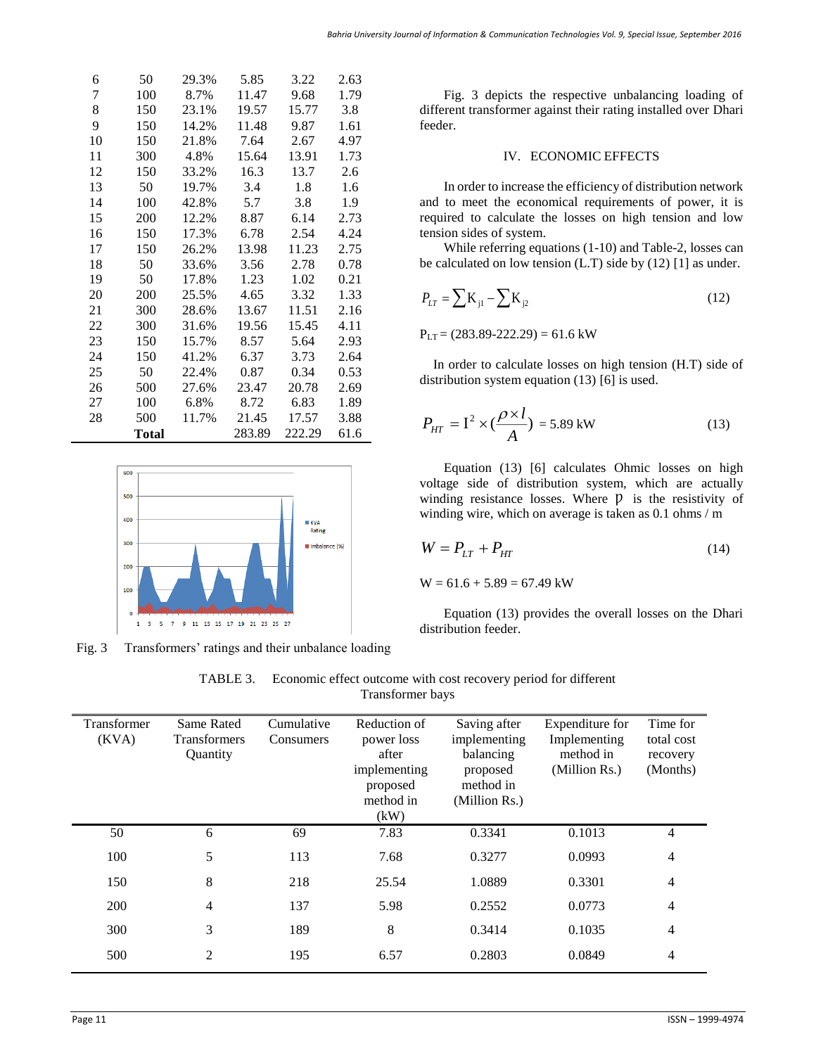| 6 | 50 | 29.3% | 5.85 | 3.22 | 2.63 |
|---|---|---|---|---|---|
| 7 | 100 | 8.7% | 11.47 | 9.68 | 1.79 |
| 8 | 150 | 23.1% | 19.57 | 15.77 | 3.8 |
| 9 | 150 | 14.2% | 11.48 | 9.87 | 1.61 |
| 10 | 150 | 21.8% | 7.64 | 2.67 | 4.97 |
| 11 | 300 | 4.8% | 15.64 | 13.91 | 1.73 |
| 12 | 150 | 33.2% | 16.3 | 13.7 | 2.6 |
| 13 | 50 | 19.7% | 3.4 | 1.8 | 1.6 |
| 14 | 100 | 42.8% | 5.7 | 3.8 | 1.9 |
| 15 | 200 | 12.2% | 8.87 | 6.14 | 2.73 |
| 16 | 150 | 17.3% | 6.78 | 2.54 | 4.24 |
| 17 | 150 | 26.2% | 13.98 | 11.23 | 2.75 |
| 18 | 50 | 33.6% | 3.56 | 2.78 | 0.78 |
| 19 | 50 | 17.8% | 1.23 | 1.02 | 0.21 |
| 20 | 200 | 25.5% | 4.65 | 3.32 | 1.33 |
| 21 | 300 | 28.6% | 13.67 | 11.51 | 2.16 |
| 22 | 300 | 31.6% | 19.56 | 15.45 | 4.11 |
| 23 | 150 | 15.7% | 8.57 | 5.64 | 2.93 |
| 24 | 150 | 41.2% | 6.37 | 3.73 | 2.64 |
| 25 | 50 | 22.4% | 0.87 | 0.34 | 0.53 |
| 26 | 500 | 27.6% | 23.47 | 20.78 | 2.69 |
| 27 | 100 | 6.8% | 8.72 | 6.83 | 1.89 |
| 28 | 500 | 11.7% | 21.45 | 17.57 | 3.88 |
| | **Total** | | 283.89 | 222.29 | 61.6 |

Fig. 3 Transformers' ratings and their unbalance loading

Fig. 3 depicts the respective unbalancing loading of different transformer against their rating installed over Dhari feeder.

## IV. ECONOMIC EFFECTS

In order to increase the efficiency of distribution network and to meet the economical requirements of power, it is required to calculate the losses on high tension and low tension sides of system.

While referring equations (1-10) and Table-2, losses can be calculated on low tension (L.T) side by (12) [1] as under.

$$P_{LT} = \sum K_{j1} - \sum K_{j2} \tag{12}$$

$P_{LT}$ = (283.89-222.29) = 61.6 kW

In order to calculate losses on high tension (H.T) side of distribution system equation (13) [6] is used.

$$P_{HT} = I^2 \times \left(\frac{\rho \times l}{A}\right) = 5.89 \text{ kW} \tag{13}$$

Equation (13) [6] calculates Ohmic losses on high voltage side of distribution system, which are actually winding resistance losses. Where $\rho$ is the resistivity of winding wire, which on average is taken as 0.1 ohms / m

$$W = P_{LT} + P_{HT} \tag{14}$$

W = 61.6 + 5.89 = 67.49 kW

Equation (13) provides the overall losses on the Dhari distribution feeder.

TABLE 3. Economic effect outcome with cost recovery period for different Transformer bays

| Transformer (KVA) | Same Rated Transformers Quantity | Cumulative Consumers | Reduction of power loss after implementing proposed method in (kW) | Saving after implementing balancing proposed method in (Million Rs.) | Expenditure for Implementing method in (Million Rs.) | Time for total cost recovery (Months) |
|---|---|---|---|---|---|---|
| 50 | 6 | 69 | 7.83 | 0.3341 | 0.1013 | 4 |
| 100 | 5 | 113 | 7.68 | 0.3277 | 0.0993 | 4 |
| 150 | 8 | 218 | 25.54 | 1.0889 | 0.3301 | 4 |
| 200 | 4 | 137 | 5.98 | 0.2552 | 0.0773 | 4 |
| 300 | 3 | 189 | 8 | 0.3414 | 0.1035 | 4 |
| 500 | 2 | 195 | 6.57 | 0.2803 | 0.0849 | 4 |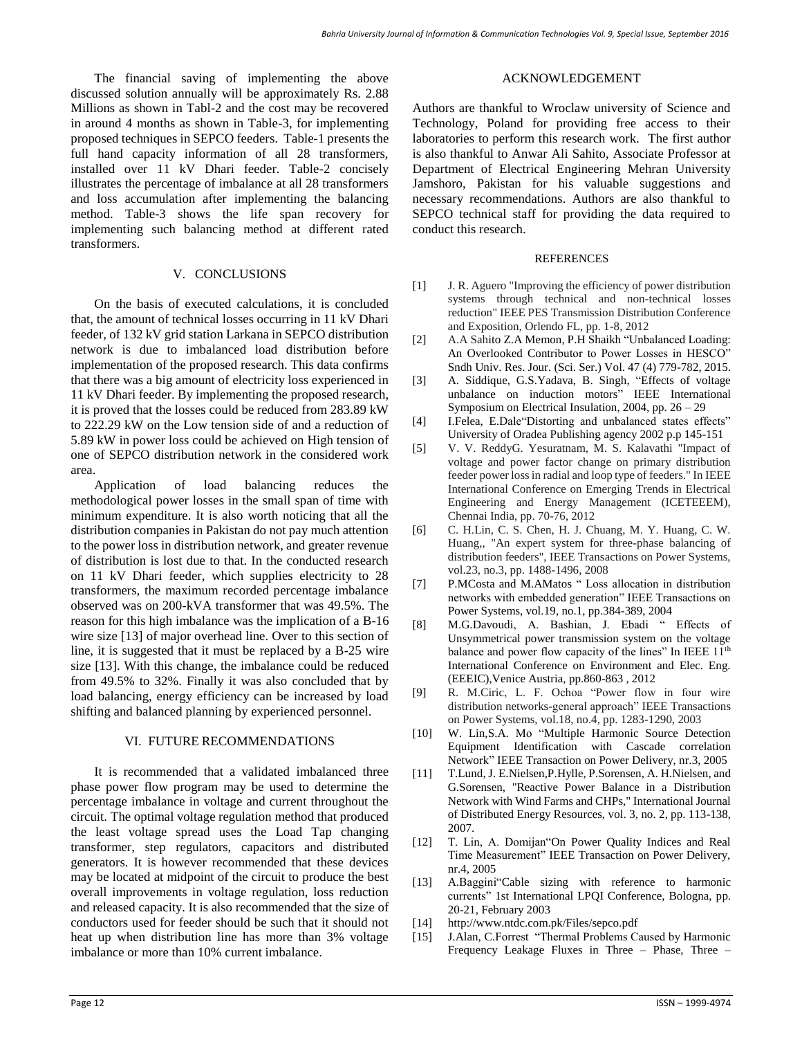The financial saving of implementing the above discussed solution annually will be approximately Rs. 2.88 Millions as shown in Tabl-2 and the cost may be recovered in around 4 months as shown in Table-3, for implementing proposed techniques in SEPCO feeders. Table-1 presents the full hand capacity information of all 28 transformers, installed over 11 kV Dhari feeder. Table-2 concisely illustrates the percentage of imbalance at all 28 transformers and loss accumulation after implementing the balancing method. Table-3 shows the life span recovery for implementing such balancing method at different rated transformers.

## V. CONCLUSIONS

On the basis of executed calculations, it is concluded that, the amount of technical losses occurring in 11 kV Dhari feeder, of 132 kV grid station Larkana in SEPCO distribution network is due to imbalanced load distribution before implementation of the proposed research. This data confirms that there was a big amount of electricity loss experienced in 11 kV Dhari feeder. By implementing the proposed research, it is proved that the losses could be reduced from 283.89 kW to 222.29 kW on the Low tension side of and a reduction of 5.89 kW in power loss could be achieved on High tension of one of SEPCO distribution network in the considered work area.

Application of load balancing reduces the methodological power losses in the small span of time with minimum expenditure. It is also worth noticing that all the distribution companies in Pakistan do not pay much attention to the power loss in distribution network, and greater revenue of distribution is lost due to that. In the conducted research on 11 kV Dhari feeder, which supplies electricity to 28 transformers, the maximum recorded percentage imbalance observed was on 200-kVA transformer that was 49.5%. The reason for this high imbalance was the implication of a B-16 wire size [13] of major overhead line. Over to this section of line, it is suggested that it must be replaced by a B-25 wire size [13]. With this change, the imbalance could be reduced from 49.5% to 32%. Finally it was also concluded that by load balancing, energy efficiency can be increased by load shifting and balanced planning by experienced personnel.

## VI. FUTURE RECOMMENDATIONS

It is recommended that a validated imbalanced three phase power flow program may be used to determine the percentage imbalance in voltage and current throughout the circuit. The optimal voltage regulation method that produced the least voltage spread uses the Load Tap changing transformer, step regulators, capacitors and distributed generators. It is however recommended that these devices may be located at midpoint of the circuit to produce the best overall improvements in voltage regulation, loss reduction and released capacity. It is also recommended that the size of conductors used for feeder should be such that it should not heat up when distribution line has more than 3% voltage imbalance or more than 10% current imbalance.

## ACKNOWLEDGEMENT

Authors are thankful to Wroclaw university of Science and Technology, Poland for providing free access to their laboratories to perform this research work. The first author is also thankful to Anwar Ali Sahito, Associate Professor at Department of Electrical Engineering Mehran University Jamshoro, Pakistan for his valuable suggestions and necessary recommendations. Authors are also thankful to SEPCO technical staff for providing the data required to conduct this research.

## REFERENCES

[1] J. R. Aguero "Improving the efficiency of power distribution systems through technical and non-technical losses reduction" IEEE PES Transmission Distribution Conference and Exposition, Orlendo FL, pp. 1-8, 2012

[2] A.A Sahito Z.A Memon, P.H Shaikh "Unbalanced Loading: An Overlooked Contributor to Power Losses in HESCO" Sndh Univ. Res. Jour. (Sci. Ser.) Vol. 47 (4) 779-782, 2015.

[3] A. Siddique, G.S.Yadava, B. Singh, "Effects of voltage unbalance on induction motors" IEEE International Symposium on Electrical Insulation, 2004, pp. 26 – 29

[4] I.Felea, E.Dale"Distorting and unbalanced states effects" University of Oradea Publishing agency 2002 p.p 145-151

[5] V. V. ReddyG. Yesuratnam, M. S. Kalavathi "Impact of voltage and power factor change on primary distribution feeder power loss in radial and loop type of feeders." In IEEE International Conference on Emerging Trends in Electrical Engineering and Energy Management (ICETEEEM), Chennai India, pp. 70-76, 2012

[6] C. H.Lin, C. S. Chen, H. J. Chuang, M. Y. Huang, C. W. Huang,, "An expert system for three-phase balancing of distribution feeders", IEEE Transactions on Power Systems, vol.23, no.3, pp. 1488-1496, 2008

[7] P.MCosta and M.AMatos " Loss allocation in distribution networks with embedded generation" IEEE Transactions on Power Systems, vol.19, no.1, pp.384-389, 2004

[8] M.G.Davoudi, A. Bashian, J. Ebadi " Effects of Unsymmetrical power transmission system on the voltage balance and power flow capacity of the lines" In IEEE 11th International Conference on Environment and Elec. Eng. (EEEIC),Venice Austria, pp.860-863 , 2012

[9] R. M.Ciric, L. F. Ochoa "Power flow in four wire distribution networks-general approach" IEEE Transactions on Power Systems, vol.18, no.4, pp. 1283-1290, 2003

[10] W. Lin,S.A. Mo "Multiple Harmonic Source Detection Equipment Identification with Cascade correlation Network" IEEE Transaction on Power Delivery, nr.3, 2005

[11] T.Lund, J. E.Nielsen,P.Hylle, P.Sorensen, A. H.Nielsen, and G.Sorensen, "Reactive Power Balance in a Distribution Network with Wind Farms and CHPs," International Journal of Distributed Energy Resources, vol. 3, no. 2, pp. 113-138, 2007.

[12] T. Lin, A. Domijan"On Power Quality Indices and Real Time Measurement" IEEE Transaction on Power Delivery, nr.4, 2005

[13] A.Baggini"Cable sizing with reference to harmonic currents" 1st International LPQI Conference, Bologna, pp. 20-21, February 2003

[14] http://www.ntdc.com.pk/Files/sepco.pdf

[15] J.Alan, C.Forrest "Thermal Problems Caused by Harmonic Frequency Leakage Fluxes in Three – Phase, Three –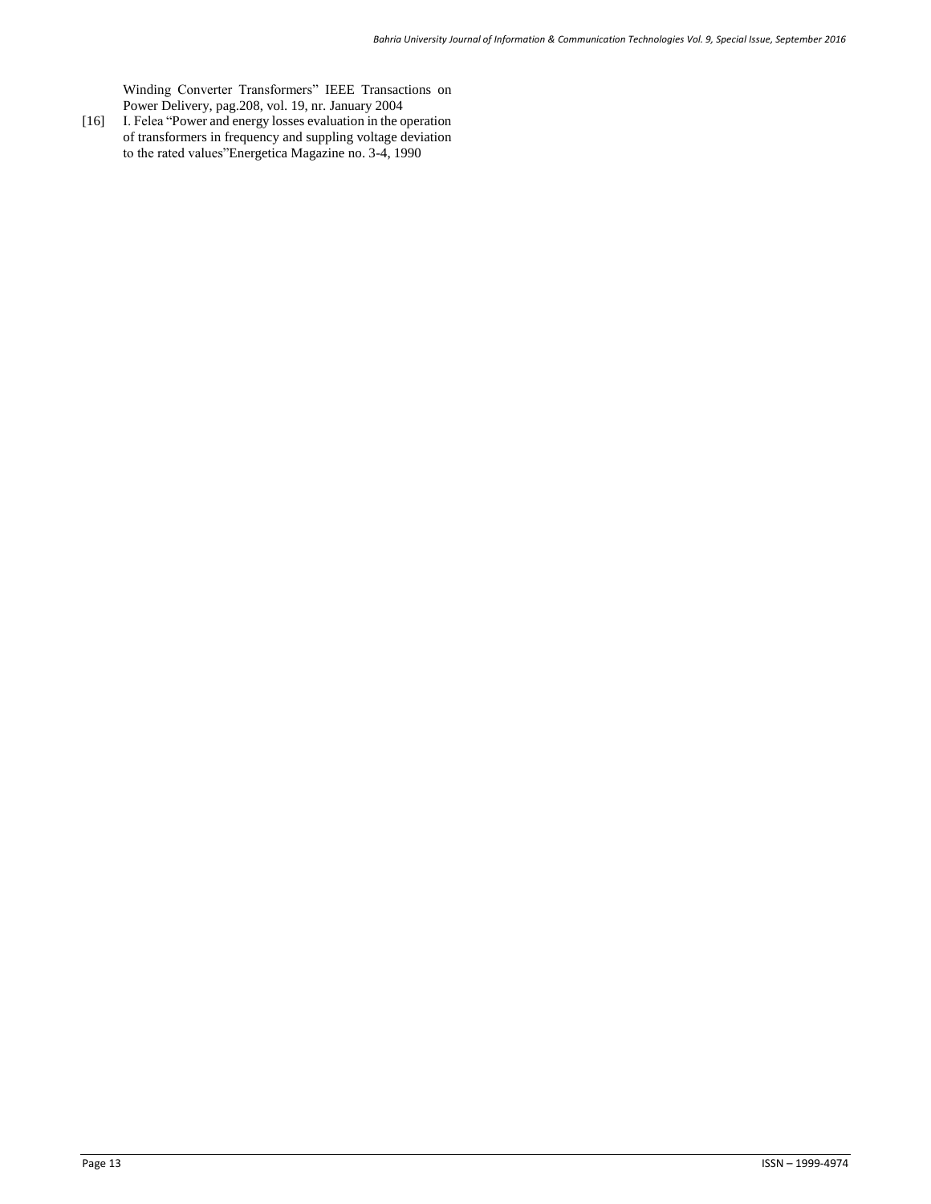Winding Converter Transformers" IEEE Transactions on Power Delivery, pag.208, vol. 19, nr. January 2004

[16] I. Felea "Power and energy losses evaluation in the operation of transformers in frequency and suppling voltage deviation to the rated values"Energetica Magazine no. 3-4, 1990